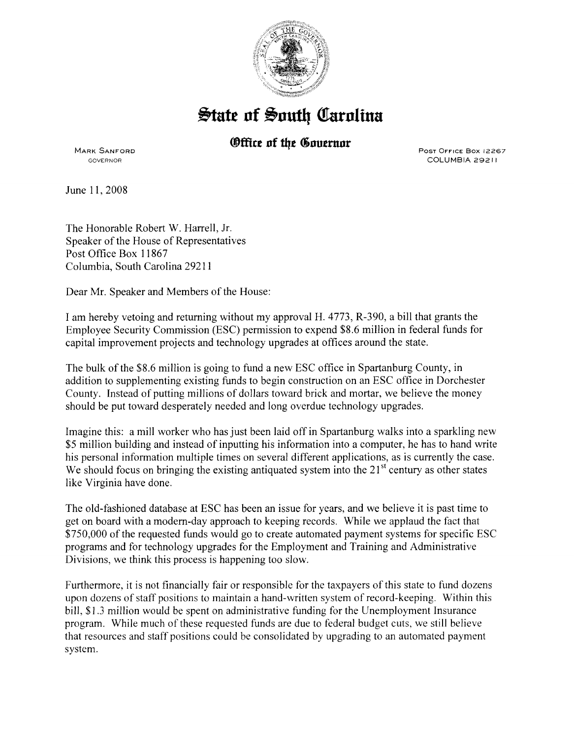# State of South Carolina

## Office of the Governor

MARK SANFORD
GOVERNOR

POST OFFICE BOX 12267
COLUMBIA 29211

June 11, 2008

The Honorable Robert W. Harrell, Jr.
Speaker of the House of Representatives
Post Office Box 11867
Columbia, South Carolina 29211

Dear Mr. Speaker and Members of the House:

I am hereby vetoing and returning without my approval H. 4773, R-390, a bill that grants the Employee Security Commission (ESC) permission to expend $8.6 million in federal funds for capital improvement projects and technology upgrades at offices around the state.

The bulk of the $8.6 million is going to fund a new ESC office in Spartanburg County, in addition to supplementing existing funds to begin construction on an ESC office in Dorchester County. Instead of putting millions of dollars toward brick and mortar, we believe the money should be put toward desperately needed and long overdue technology upgrades.

Imagine this: a mill worker who has just been laid off in Spartanburg walks into a sparkling new $5 million building and instead of inputting his information into a computer, he has to hand write his personal information multiple times on several different applications, as is currently the case. We should focus on bringing the existing antiquated system into the 21st century as other states like Virginia have done.

The old-fashioned database at ESC has been an issue for years, and we believe it is past time to get on board with a modern-day approach to keeping records. While we applaud the fact that $750,000 of the requested funds would go to create automated payment systems for specific ESC programs and for technology upgrades for the Employment and Training and Administrative Divisions, we think this process is happening too slow.

Furthermore, it is not financially fair or responsible for the taxpayers of this state to fund dozens upon dozens of staff positions to maintain a hand-written system of record-keeping. Within this bill, $1.3 million would be spent on administrative funding for the Unemployment Insurance program. While much of these requested funds are due to federal budget cuts, we still believe that resources and staff positions could be consolidated by upgrading to an automated payment system.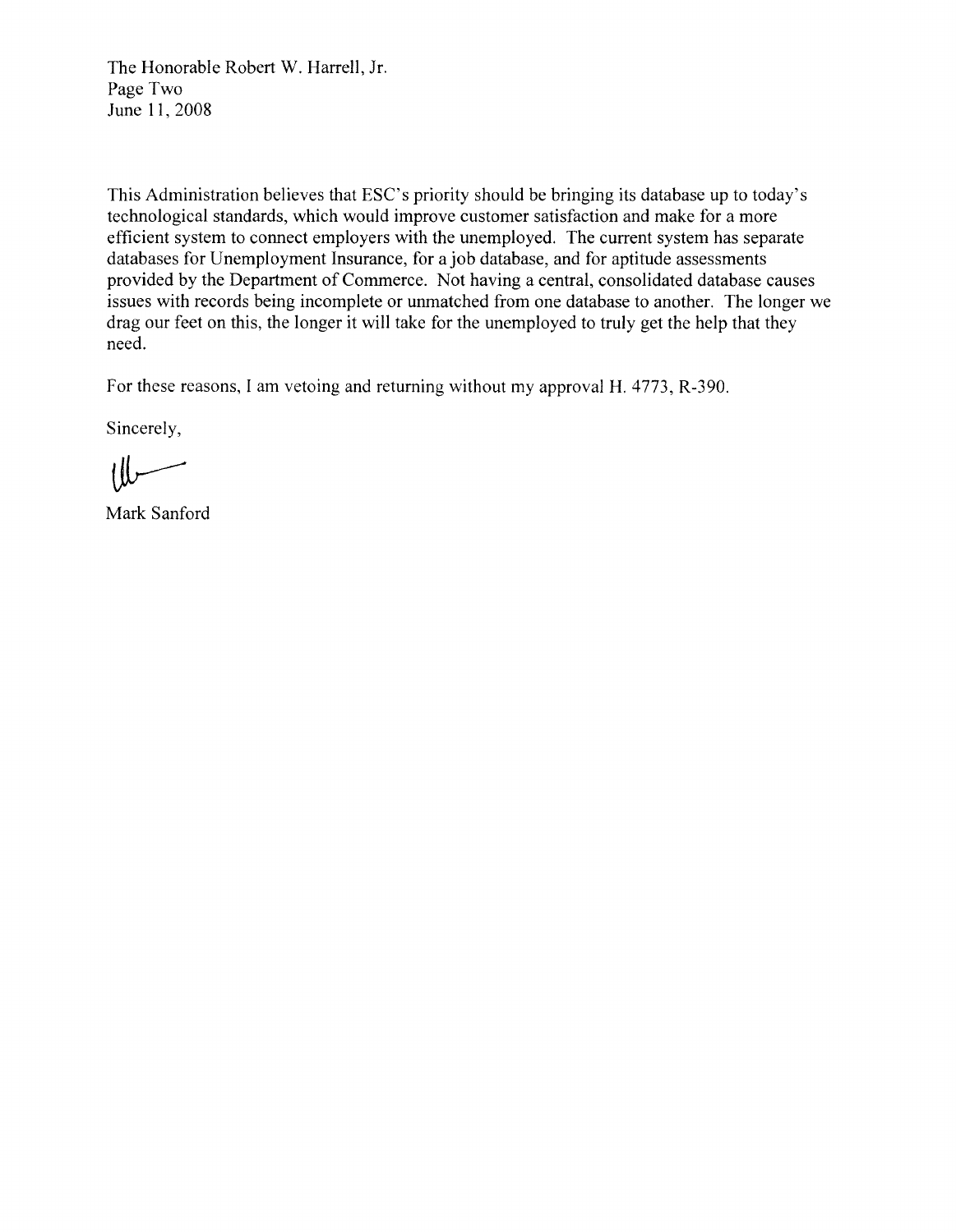The Honorable Robert W. Harrell, Jr.
Page Two
June 11, 2008

This Administration believes that ESC's priority should be bringing its database up to today's technological standards, which would improve customer satisfaction and make for a more efficient system to connect employers with the unemployed. The current system has separate databases for Unemployment Insurance, for a job database, and for aptitude assessments provided by the Department of Commerce. Not having a central, consolidated database causes issues with records being incomplete or unmatched from one database to another. The longer we drag our feet on this, the longer it will take for the unemployed to truly get the help that they need.

For these reasons, I am vetoing and returning without my approval H. 4773, R-390.

Sincerely,

Mark Sanford